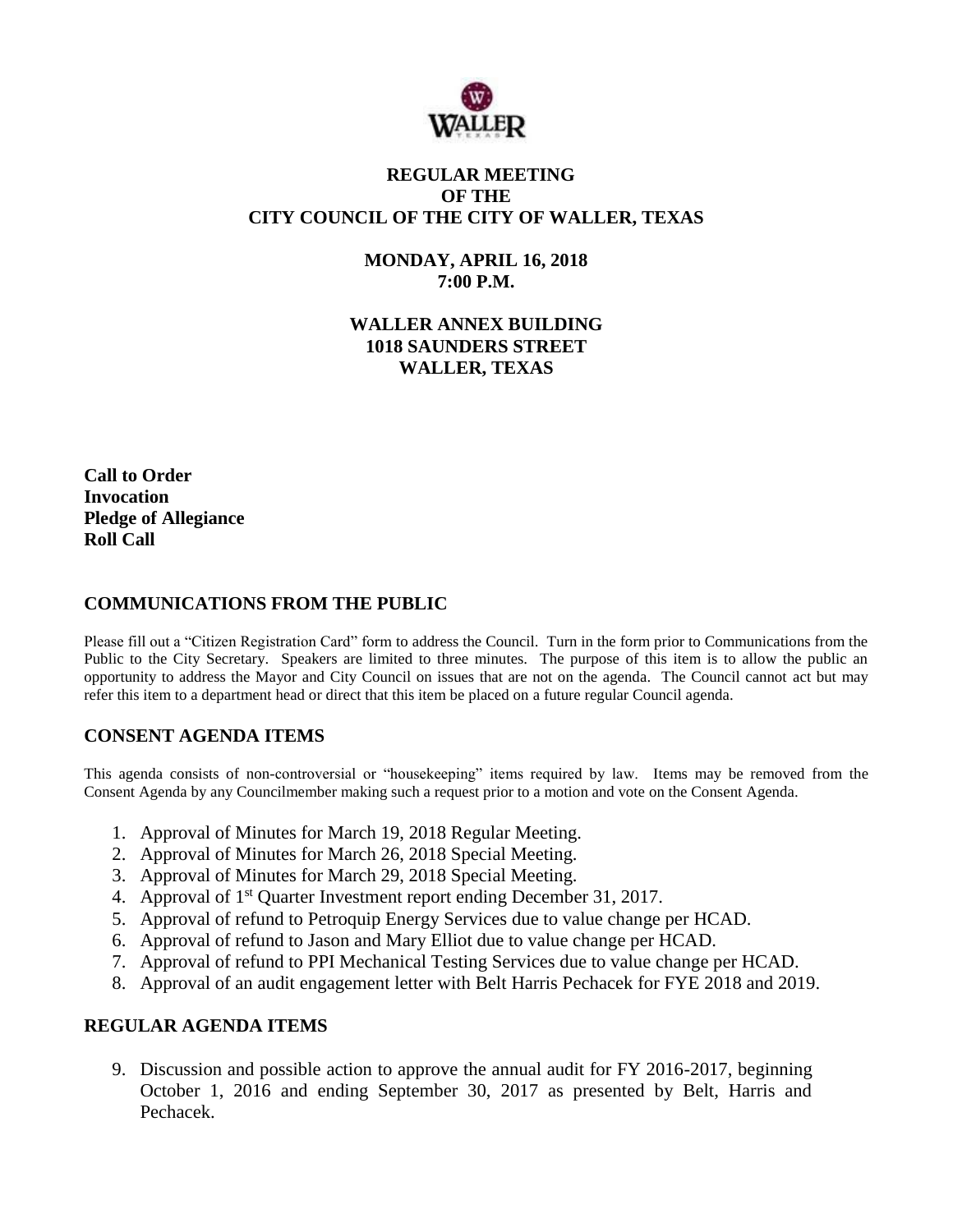# REGULAR MEETING
# OF THE
# CITY COUNCIL OF THE CITY OF WALLER, TEXAS

**MONDAY, APRIL 16, 2018**
**7:00 P.M.**

**WALLER ANNEX BUILDING**
**1018 SAUNDERS STREET**
**WALLER, TEXAS**

**Call to Order**
**Invocation**
**Pledge of Allegiance**
**Roll Call**

## COMMUNICATIONS FROM THE PUBLIC

Please fill out a "Citizen Registration Card" form to address the Council. Turn in the form prior to Communications from the Public to the City Secretary. Speakers are limited to three minutes. The purpose of this item is to allow the public an opportunity to address the Mayor and City Council on issues that are not on the agenda. The Council cannot act but may refer this item to a department head or direct that this item be placed on a future regular Council agenda.

## CONSENT AGENDA ITEMS

This agenda consists of non-controversial or "housekeeping" items required by law. Items may be removed from the Consent Agenda by any Councilmember making such a request prior to a motion and vote on the Consent Agenda.

1. Approval of Minutes for March 19, 2018 Regular Meeting.
2. Approval of Minutes for March 26, 2018 Special Meeting.
3. Approval of Minutes for March 29, 2018 Special Meeting.
4. Approval of 1st Quarter Investment report ending December 31, 2017.
5. Approval of refund to Petroquip Energy Services due to value change per HCAD.
6. Approval of refund to Jason and Mary Elliot due to value change per HCAD.
7. Approval of refund to PPI Mechanical Testing Services due to value change per HCAD.
8. Approval of an audit engagement letter with Belt Harris Pechacek for FYE 2018 and 2019.

## REGULAR AGENDA ITEMS

9. Discussion and possible action to approve the annual audit for FY 2016-2017, beginning October 1, 2016 and ending September 30, 2017 as presented by Belt, Harris and Pechacek.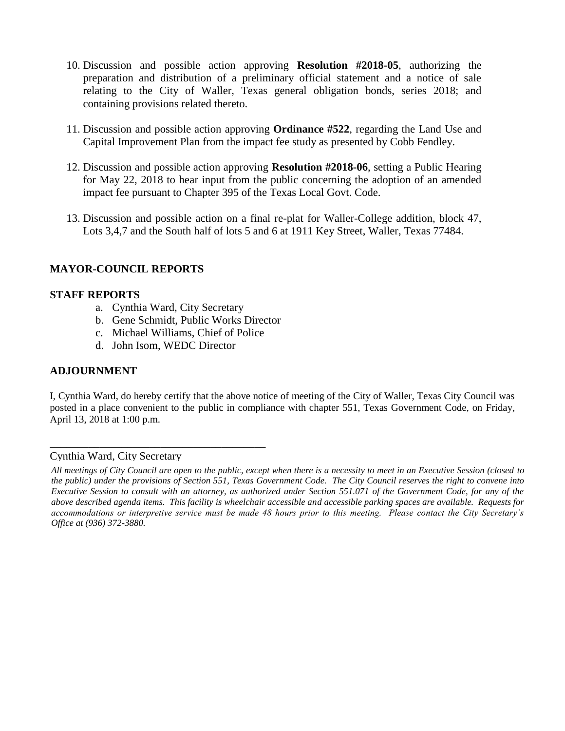10. Discussion and possible action approving **Resolution #2018-05**, authorizing the preparation and distribution of a preliminary official statement and a notice of sale relating to the City of Waller, Texas general obligation bonds, series 2018; and containing provisions related thereto.

11. Discussion and possible action approving **Ordinance #522**, regarding the Land Use and Capital Improvement Plan from the impact fee study as presented by Cobb Fendley.

12. Discussion and possible action approving **Resolution #2018-06**, setting a Public Hearing for May 22, 2018 to hear input from the public concerning the adoption of an amended impact fee pursuant to Chapter 395 of the Texas Local Govt. Code.

13. Discussion and possible action on a final re-plat for Waller-College addition, block 47, Lots 3,4,7 and the South half of lots 5 and 6 at 1911 Key Street, Waller, Texas 77484.

**MAYOR-COUNCIL REPORTS**

**STAFF REPORTS**

a. Cynthia Ward, City Secretary
b. Gene Schmidt, Public Works Director
c. Michael Williams, Chief of Police
d. John Isom, WEDC Director

**ADJOURNMENT**

I, Cynthia Ward, do hereby certify that the above notice of meeting of the City of Waller, Texas City Council was posted in a place convenient to the public in compliance with chapter 551, Texas Government Code, on Friday, April 13, 2018 at 1:00 p.m.

\_\_\_\_\_\_\_\_\_\_\_\_\_\_\_\_\_\_\_\_\_\_\_\_\_\_\_\_\_\_\_\_\_\_\_\_\_\_\_\_\_\_

Cynthia Ward, City Secretary

*All meetings of City Council are open to the public, except when there is a necessity to meet in an Executive Session (closed to the public) under the provisions of Section 551, Texas Government Code. The City Council reserves the right to convene into Executive Session to consult with an attorney, as authorized under Section 551.071 of the Government Code, for any of the above described agenda items. This facility is wheelchair accessible and accessible parking spaces are available. Requests for accommodations or interpretive service must be made 48 hours prior to this meeting. Please contact the City Secretary's Office at (936) 372-3880.*